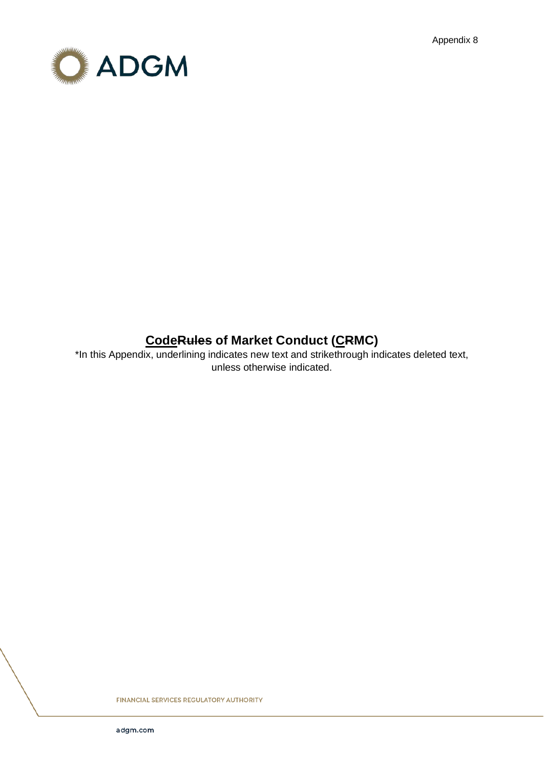Appendix 8

# <u>Code</u>~~Rules~~ of Market Conduct (<u>C</u>~~R~~MC)

*In this Appendix, underlining indicates new text and strikethrough indicates deleted text, unless otherwise indicated.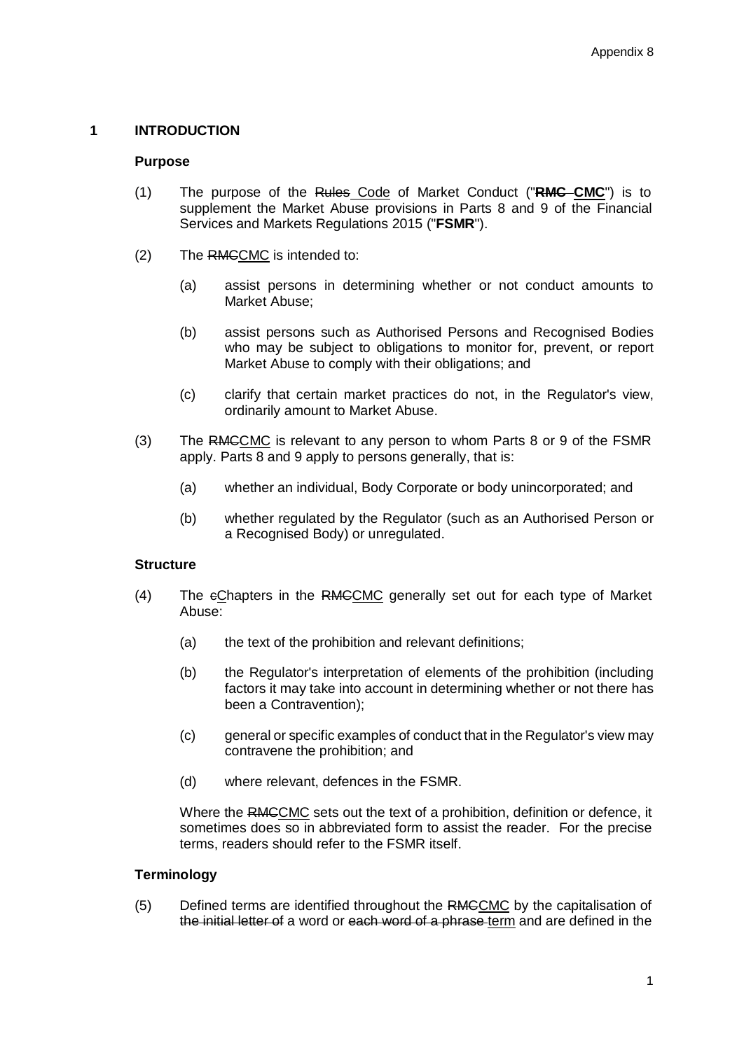# 1 INTRODUCTION

## Purpose

(1) The purpose of the ~~Rules~~ Code of Market Conduct ("**~~RMC~~ CMC**") is to supplement the Market Abuse provisions in Parts 8 and 9 of the Financial Services and Markets Regulations 2015 ("**FSMR**").

(2) The ~~RMC~~CMC is intended to:

(a) assist persons in determining whether or not conduct amounts to Market Abuse;

(b) assist persons such as Authorised Persons and Recognised Bodies who may be subject to obligations to monitor for, prevent, or report Market Abuse to comply with their obligations; and

(c) clarify that certain market practices do not, in the Regulator's view, ordinarily amount to Market Abuse.

(3) The ~~RMC~~CMC is relevant to any person to whom Parts 8 or 9 of the FSMR apply. Parts 8 and 9 apply to persons generally, that is:

(a) whether an individual, Body Corporate or body unincorporated; and

(b) whether regulated by the Regulator (such as an Authorised Person or a Recognised Body) or unregulated.

## Structure

(4) The ~~c~~Chapters in the ~~RMC~~CMC generally set out for each type of Market Abuse:

(a) the text of the prohibition and relevant definitions;

(b) the Regulator's interpretation of elements of the prohibition (including factors it may take into account in determining whether or not there has been a Contravention);

(c) general or specific examples of conduct that in the Regulator's view may contravene the prohibition; and

(d) where relevant, defences in the FSMR.

Where the ~~RMC~~CMC sets out the text of a prohibition, definition or defence, it sometimes does so in abbreviated form to assist the reader. For the precise terms, readers should refer to the FSMR itself.

## Terminology

(5) Defined terms are identified throughout the ~~RMC~~CMC by the capitalisation of ~~the initial letter of~~ a word or ~~each word of a phrase~~ term and are defined in the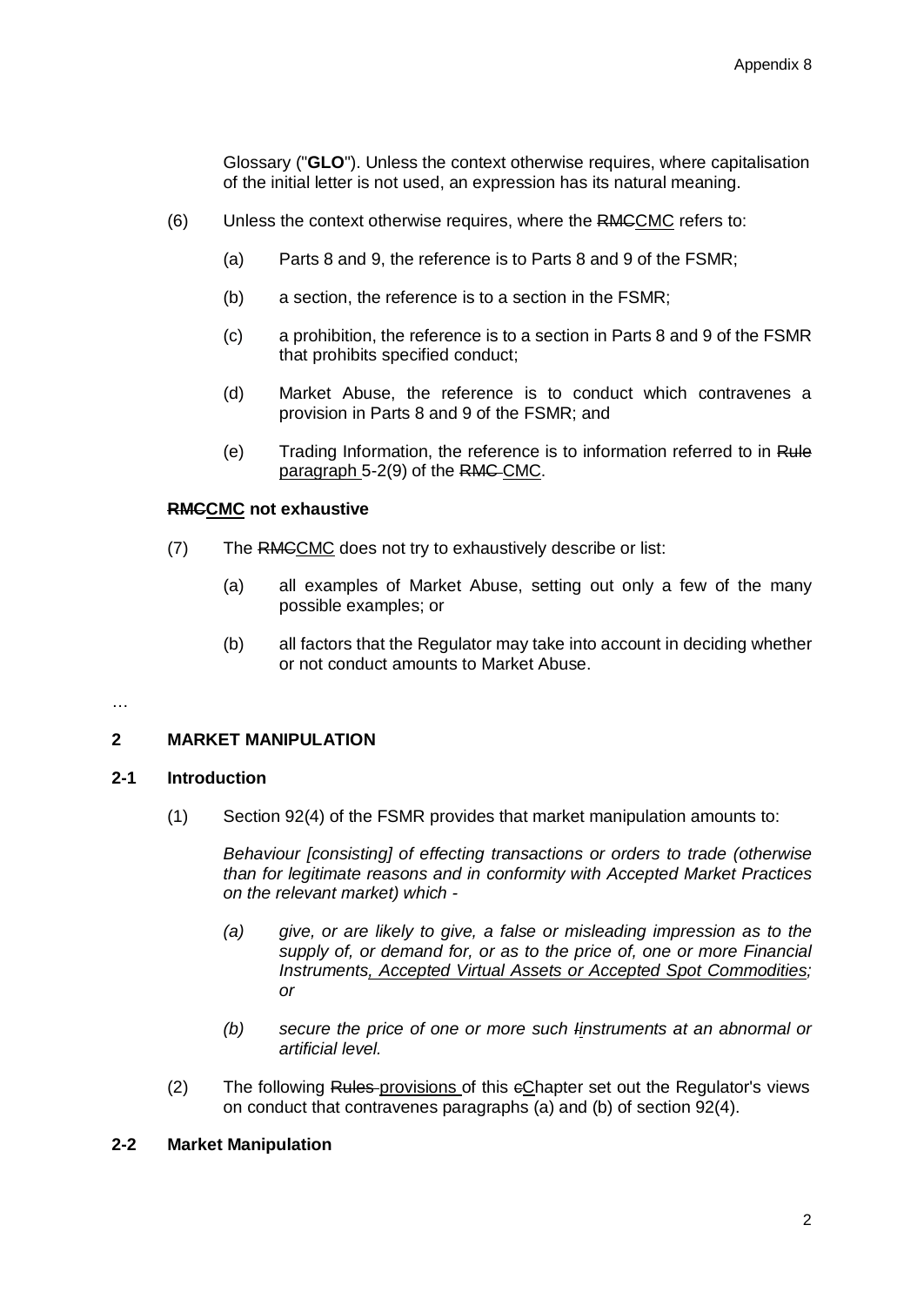Glossary ("**GLO**"). Unless the context otherwise requires, where capitalisation of the initial letter is not used, an expression has its natural meaning.

(6) Unless the context otherwise requires, where the ~~RMC~~CMC refers to:

   (a) Parts 8 and 9, the reference is to Parts 8 and 9 of the FSMR;

   (b) a section, the reference is to a section in the FSMR;

   (c) a prohibition, the reference is to a section in Parts 8 and 9 of the FSMR that prohibits specified conduct;

   (d) Market Abuse, the reference is to conduct which contravenes a provision in Parts 8 and 9 of the FSMR; and

   (e) Trading Information, the reference is to information referred to in ~~Rule~~ paragraph 5-2(9) of the ~~RMC~~ CMC.

**~~RMC~~CMC not exhaustive**

(7) The ~~RMC~~CMC does not try to exhaustively describe or list:

   (a) all examples of Market Abuse, setting out only a few of the many possible examples; or

   (b) all factors that the Regulator may take into account in deciding whether or not conduct amounts to Market Abuse.

…

## 2 MARKET MANIPULATION

### 2-1 Introduction

(1) Section 92(4) of the FSMR provides that market manipulation amounts to:

   *Behaviour [consisting] of effecting transactions or orders to trade (otherwise than for legitimate reasons and in conformity with Accepted Market Practices on the relevant market) which -*

   *(a) give, or are likely to give, a false or misleading impression as to the supply of, or demand for, or as to the price of, one or more Financial Instruments, Accepted Virtual Assets or Accepted Spot Commodities; or*

   *(b) secure the price of one or more such ~~I~~instruments at an abnormal or artificial level.*

(2) The following ~~Rules~~ provisions of this ~~c~~Chapter set out the Regulator's views on conduct that contravenes paragraphs (a) and (b) of section 92(4).

### 2-2 Market Manipulation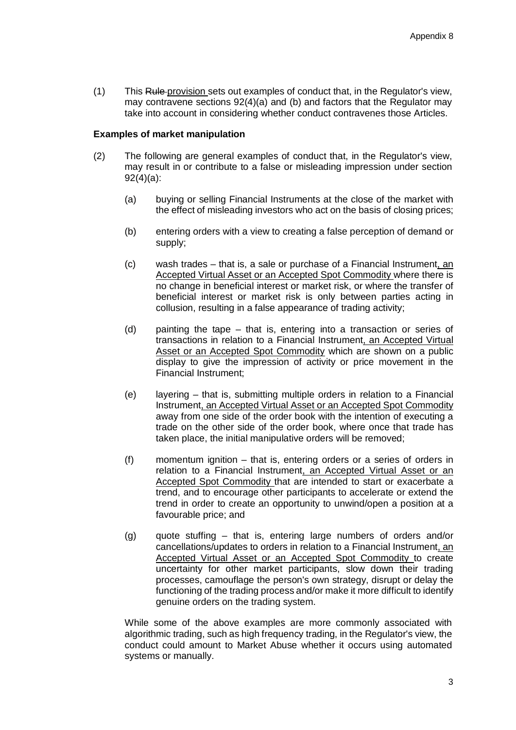(1) This ~~Rule~~ provision sets out examples of conduct that, in the Regulator's view, may contravene sections 92(4)(a) and (b) and factors that the Regulator may take into account in considering whether conduct contravenes those Articles.

**Examples of market manipulation**

(2) The following are general examples of conduct that, in the Regulator's view, may result in or contribute to a false or misleading impression under section 92(4)(a):

(a) buying or selling Financial Instruments at the close of the market with the effect of misleading investors who act on the basis of closing prices;

(b) entering orders with a view to creating a false perception of demand or supply;

(c) wash trades – that is, a sale or purchase of a Financial Instrument<u>, an Accepted Virtual Asset or an Accepted Spot Commodity</u> where there is no change in beneficial interest or market risk, or where the transfer of beneficial interest or market risk is only between parties acting in collusion, resulting in a false appearance of trading activity;

(d) painting the tape – that is, entering into a transaction or series of transactions in relation to a Financial Instrument<u>, an Accepted Virtual Asset or an Accepted Spot Commodity</u> which are shown on a public display to give the impression of activity or price movement in the Financial Instrument;

(e) layering – that is, submitting multiple orders in relation to a Financial Instrument<u>, an Accepted Virtual Asset or an Accepted Spot Commodity</u> away from one side of the order book with the intention of executing a trade on the other side of the order book, where once that trade has taken place, the initial manipulative orders will be removed;

(f) momentum ignition – that is, entering orders or a series of orders in relation to a Financial Instrument<u>, an Accepted Virtual Asset or an Accepted Spot Commodity</u> that are intended to start or exacerbate a trend, and to encourage other participants to accelerate or extend the trend in order to create an opportunity to unwind/open a position at a favourable price; and

(g) quote stuffing – that is, entering large numbers of orders and/or cancellations/updates to orders in relation to a Financial Instrument<u>, an Accepted Virtual Asset or an Accepted Spot Commodity</u> to create uncertainty for other market participants, slow down their trading processes, camouflage the person's own strategy, disrupt or delay the functioning of the trading process and/or make it more difficult to identify genuine orders on the trading system.

While some of the above examples are more commonly associated with algorithmic trading, such as high frequency trading, in the Regulator's view, the conduct could amount to Market Abuse whether it occurs using automated systems or manually.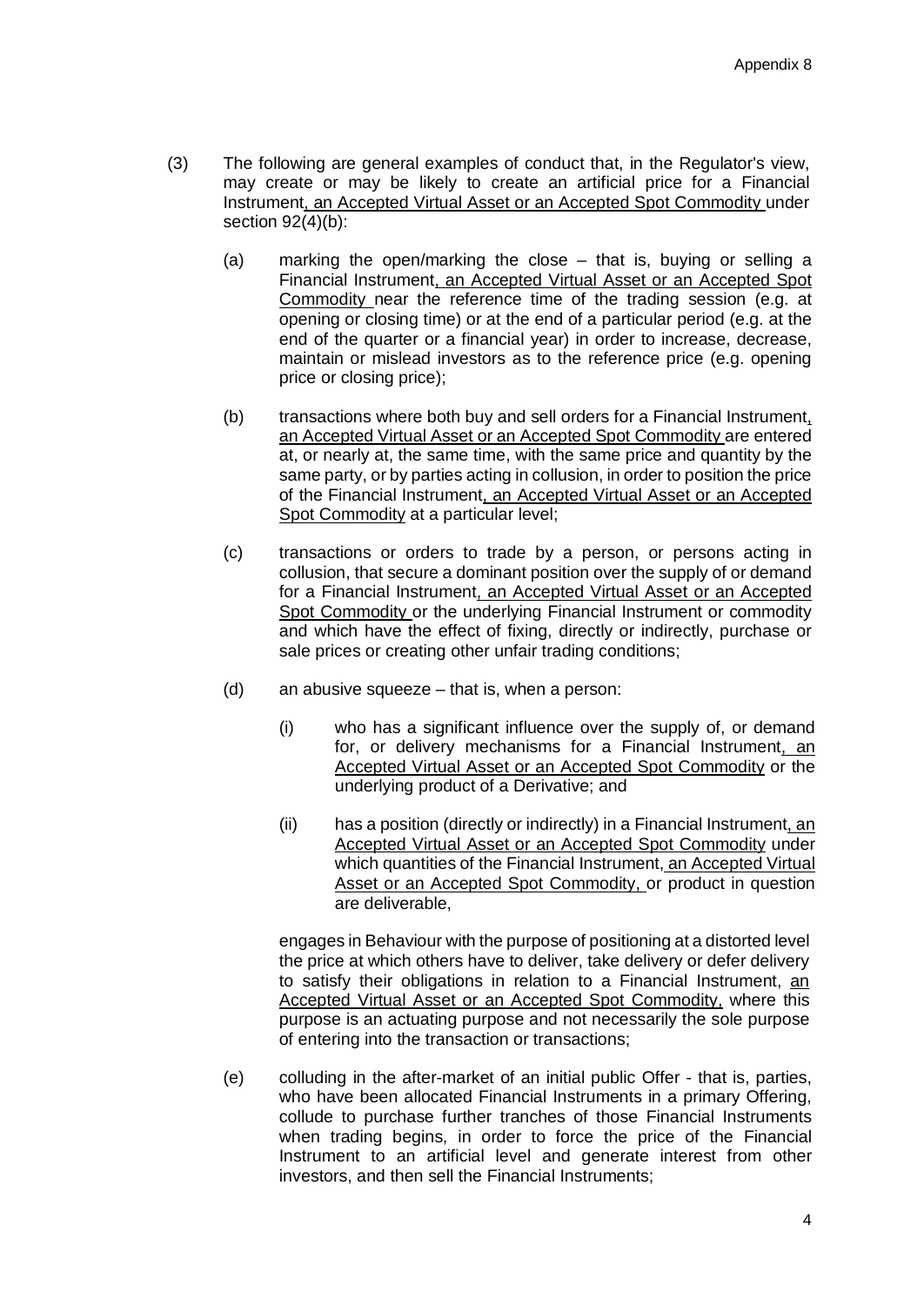(3) The following are general examples of conduct that, in the Regulator's view, may create or may be likely to create an artificial price for a Financial Instrument, an Accepted Virtual Asset or an Accepted Spot Commodity under section 92(4)(b):

(a) marking the open/marking the close – that is, buying or selling a Financial Instrument, an Accepted Virtual Asset or an Accepted Spot Commodity near the reference time of the trading session (e.g. at opening or closing time) or at the end of a particular period (e.g. at the end of the quarter or a financial year) in order to increase, decrease, maintain or mislead investors as to the reference price (e.g. opening price or closing price);

(b) transactions where both buy and sell orders for a Financial Instrument, an Accepted Virtual Asset or an Accepted Spot Commodity are entered at, or nearly at, the same time, with the same price and quantity by the same party, or by parties acting in collusion, in order to position the price of the Financial Instrument, an Accepted Virtual Asset or an Accepted Spot Commodity at a particular level;

(c) transactions or orders to trade by a person, or persons acting in collusion, that secure a dominant position over the supply of or demand for a Financial Instrument, an Accepted Virtual Asset or an Accepted Spot Commodity or the underlying Financial Instrument or commodity and which have the effect of fixing, directly or indirectly, purchase or sale prices or creating other unfair trading conditions;

(d) an abusive squeeze – that is, when a person:

(i) who has a significant influence over the supply of, or demand for, or delivery mechanisms for a Financial Instrument, an Accepted Virtual Asset or an Accepted Spot Commodity or the underlying product of a Derivative; and

(ii) has a position (directly or indirectly) in a Financial Instrument, an Accepted Virtual Asset or an Accepted Spot Commodity under which quantities of the Financial Instrument, an Accepted Virtual Asset or an Accepted Spot Commodity, or product in question are deliverable,

engages in Behaviour with the purpose of positioning at a distorted level the price at which others have to deliver, take delivery or defer delivery to satisfy their obligations in relation to a Financial Instrument, an Accepted Virtual Asset or an Accepted Spot Commodity, where this purpose is an actuating purpose and not necessarily the sole purpose of entering into the transaction or transactions;

(e) colluding in the after-market of an initial public Offer - that is, parties, who have been allocated Financial Instruments in a primary Offering, collude to purchase further tranches of those Financial Instruments when trading begins, in order to force the price of the Financial Instrument to an artificial level and generate interest from other investors, and then sell the Financial Instruments;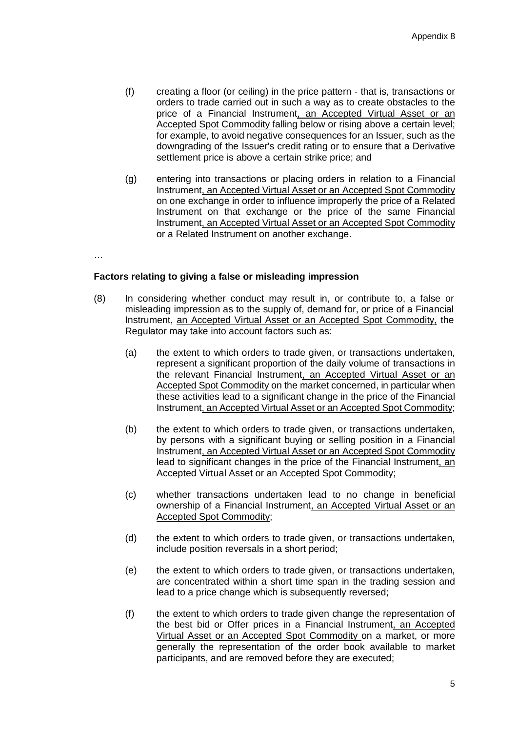(f) creating a floor (or ceiling) in the price pattern - that is, transactions or orders to trade carried out in such a way as to create obstacles to the price of a Financial Instrument, an Accepted Virtual Asset or an Accepted Spot Commodity falling below or rising above a certain level; for example, to avoid negative consequences for an Issuer, such as the downgrading of the Issuer's credit rating or to ensure that a Derivative settlement price is above a certain strike price; and

(g) entering into transactions or placing orders in relation to a Financial Instrument, an Accepted Virtual Asset or an Accepted Spot Commodity on one exchange in order to influence improperly the price of a Related Instrument on that exchange or the price of the same Financial Instrument, an Accepted Virtual Asset or an Accepted Spot Commodity or a Related Instrument on another exchange.

…

**Factors relating to giving a false or misleading impression**

(8) In considering whether conduct may result in, or contribute to, a false or misleading impression as to the supply of, demand for, or price of a Financial Instrument, an Accepted Virtual Asset or an Accepted Spot Commodity, the Regulator may take into account factors such as:

(a) the extent to which orders to trade given, or transactions undertaken, represent a significant proportion of the daily volume of transactions in the relevant Financial Instrument, an Accepted Virtual Asset or an Accepted Spot Commodity on the market concerned, in particular when these activities lead to a significant change in the price of the Financial Instrument, an Accepted Virtual Asset or an Accepted Spot Commodity;

(b) the extent to which orders to trade given, or transactions undertaken, by persons with a significant buying or selling position in a Financial Instrument, an Accepted Virtual Asset or an Accepted Spot Commodity lead to significant changes in the price of the Financial Instrument, an Accepted Virtual Asset or an Accepted Spot Commodity;

(c) whether transactions undertaken lead to no change in beneficial ownership of a Financial Instrument, an Accepted Virtual Asset or an Accepted Spot Commodity;

(d) the extent to which orders to trade given, or transactions undertaken, include position reversals in a short period;

(e) the extent to which orders to trade given, or transactions undertaken, are concentrated within a short time span in the trading session and lead to a price change which is subsequently reversed;

(f) the extent to which orders to trade given change the representation of the best bid or Offer prices in a Financial Instrument, an Accepted Virtual Asset or an Accepted Spot Commodity on a market, or more generally the representation of the order book available to market participants, and are removed before they are executed;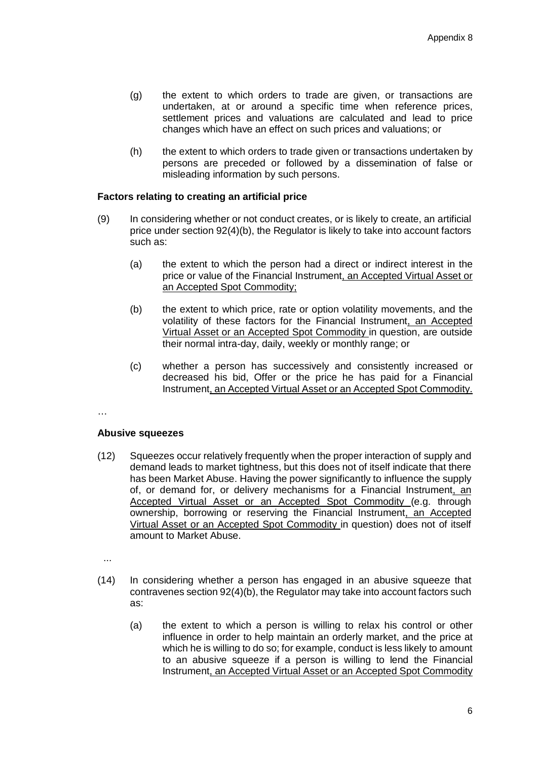- (g) the extent to which orders to trade are given, or transactions are undertaken, at or around a specific time when reference prices, settlement prices and valuations are calculated and lead to price changes which have an effect on such prices and valuations; or
- (h) the extent to which orders to trade given or transactions undertaken by persons are preceded or followed by a dissemination of false or misleading information by such persons.

**Factors relating to creating an artificial price**

(9) In considering whether or not conduct creates, or is likely to create, an artificial price under section 92(4)(b), the Regulator is likely to take into account factors such as:

- (a) the extent to which the person had a direct or indirect interest in the price or value of the Financial Instrument<u>, an Accepted Virtual Asset or an Accepted Spot Commodity;</u>
- (b) the extent to which price, rate or option volatility movements, and the volatility of these factors for the Financial Instrument<u>, an Accepted Virtual Asset or an Accepted Spot Commodity</u> in question, are outside their normal intra-day, daily, weekly or monthly range; or
- (c) whether a person has successively and consistently increased or decreased his bid, Offer or the price he has paid for a Financial Instrument<u>, an Accepted Virtual Asset or an Accepted Spot Commodity.</u>

…

**Abusive squeezes**

(12) Squeezes occur relatively frequently when the proper interaction of supply and demand leads to market tightness, but this does not of itself indicate that there has been Market Abuse. Having the power significantly to influence the supply of, or demand for, or delivery mechanisms for a Financial Instrument<u>, an Accepted Virtual Asset or an Accepted Spot Commodity</u> (e.g. through ownership, borrowing or reserving the Financial Instrument<u>, an Accepted Virtual Asset or an Accepted Spot Commodity</u> in question) does not of itself amount to Market Abuse.

...

(14) In considering whether a person has engaged in an abusive squeeze that contravenes section 92(4)(b), the Regulator may take into account factors such as:

- (a) the extent to which a person is willing to relax his control or other influence in order to help maintain an orderly market, and the price at which he is willing to do so; for example, conduct is less likely to amount to an abusive squeeze if a person is willing to lend the Financial Instrument<u>, an Accepted Virtual Asset or an Accepted Spot Commodity</u>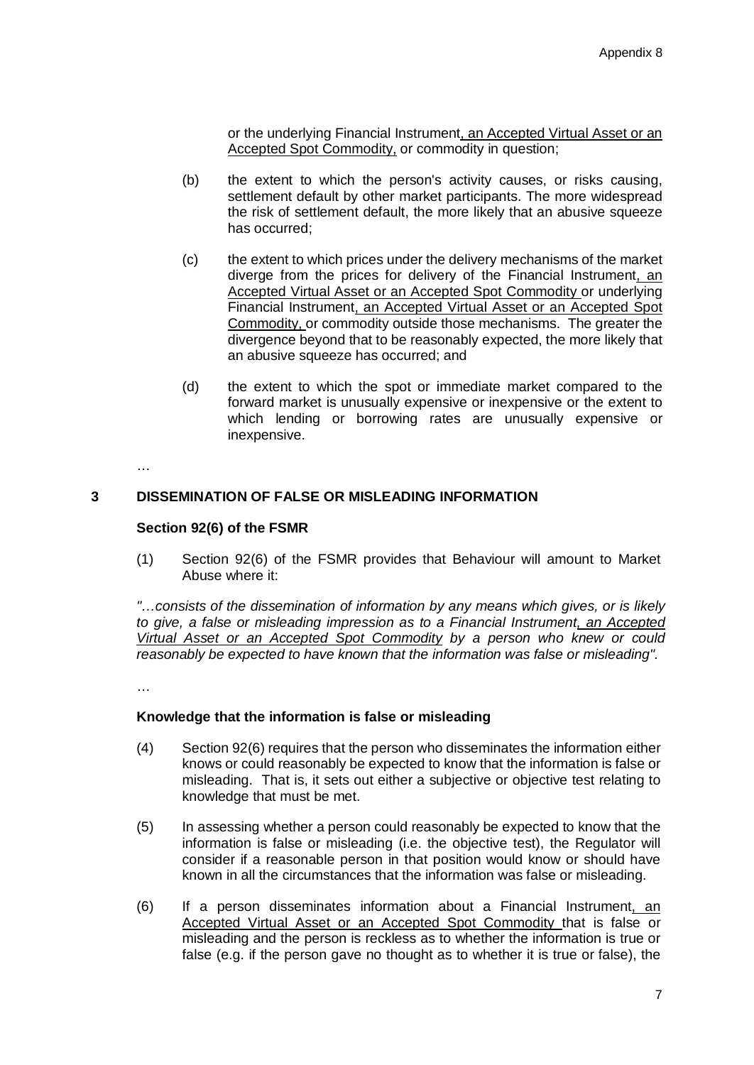or the underlying Financial Instrument, an Accepted Virtual Asset or an Accepted Spot Commodity, or commodity in question;

(b) the extent to which the person's activity causes, or risks causing, settlement default by other market participants. The more widespread the risk of settlement default, the more likely that an abusive squeeze has occurred;

(c) the extent to which prices under the delivery mechanisms of the market diverge from the prices for delivery of the Financial Instrument, an Accepted Virtual Asset or an Accepted Spot Commodity or underlying Financial Instrument, an Accepted Virtual Asset or an Accepted Spot Commodity, or commodity outside those mechanisms. The greater the divergence beyond that to be reasonably expected, the more likely that an abusive squeeze has occurred; and

(d) the extent to which the spot or immediate market compared to the forward market is unusually expensive or inexpensive or the extent to which lending or borrowing rates are unusually expensive or inexpensive.

…

## 3 DISSEMINATION OF FALSE OR MISLEADING INFORMATION

### Section 92(6) of the FSMR

(1) Section 92(6) of the FSMR provides that Behaviour will amount to Market Abuse where it:

*"…consists of the dissemination of information by any means which gives, or is likely to give, a false or misleading impression as to a Financial Instrument, an Accepted Virtual Asset or an Accepted Spot Commodity by a person who knew or could reasonably be expected to have known that the information was false or misleading".*

…

### Knowledge that the information is false or misleading

(4) Section 92(6) requires that the person who disseminates the information either knows or could reasonably be expected to know that the information is false or misleading. That is, it sets out either a subjective or objective test relating to knowledge that must be met.

(5) In assessing whether a person could reasonably be expected to know that the information is false or misleading (i.e. the objective test), the Regulator will consider if a reasonable person in that position would know or should have known in all the circumstances that the information was false or misleading.

(6) If a person disseminates information about a Financial Instrument, an Accepted Virtual Asset or an Accepted Spot Commodity that is false or misleading and the person is reckless as to whether the information is true or false (e.g. if the person gave no thought as to whether it is true or false), the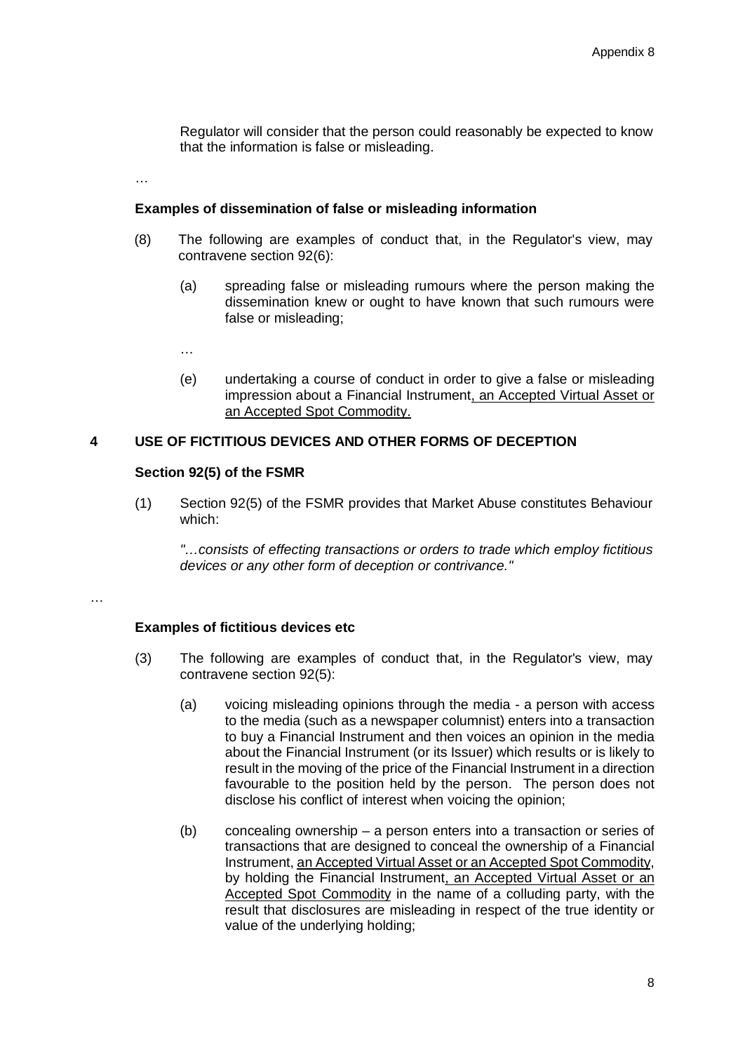Regulator will consider that the person could reasonably be expected to know that the information is false or misleading.

…

**Examples of dissemination of false or misleading information**

(8) The following are examples of conduct that, in the Regulator's view, may contravene section 92(6):

(a) spreading false or misleading rumours where the person making the dissemination knew or ought to have known that such rumours were false or misleading;

…

(e) undertaking a course of conduct in order to give a false or misleading impression about a Financial Instrument<u>, an Accepted Virtual Asset or an Accepted Spot Commodity.</u>

## 4 USE OF FICTITIOUS DEVICES AND OTHER FORMS OF DECEPTION

**Section 92(5) of the FSMR**

(1) Section 92(5) of the FSMR provides that Market Abuse constitutes Behaviour which:

*"…consists of effecting transactions or orders to trade which employ fictitious devices or any other form of deception or contrivance."*

…

**Examples of fictitious devices etc**

(3) The following are examples of conduct that, in the Regulator's view, may contravene section 92(5):

(a) voicing misleading opinions through the media - a person with access to the media (such as a newspaper columnist) enters into a transaction to buy a Financial Instrument and then voices an opinion in the media about the Financial Instrument (or its Issuer) which results or is likely to result in the moving of the price of the Financial Instrument in a direction favourable to the position held by the person. The person does not disclose his conflict of interest when voicing the opinion;

(b) concealing ownership – a person enters into a transaction or series of transactions that are designed to conceal the ownership of a Financial Instrument, <u>an Accepted Virtual Asset or an Accepted Spot Commodity</u>, by holding the Financial Instrument<u>, an Accepted Virtual Asset or an Accepted Spot Commodity</u> in the name of a colluding party, with the result that disclosures are misleading in respect of the true identity or value of the underlying holding;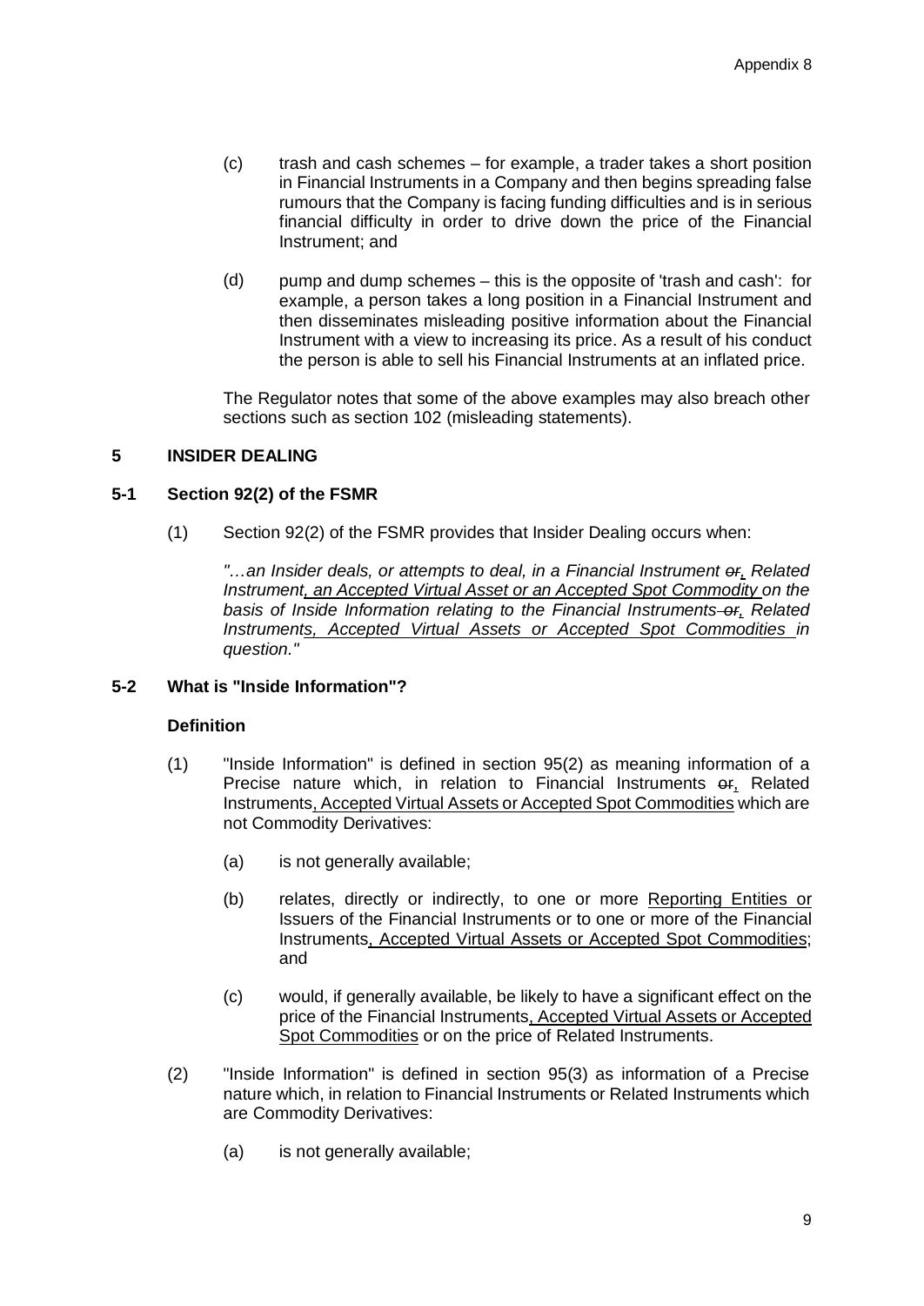(c) trash and cash schemes – for example, a trader takes a short position in Financial Instruments in a Company and then begins spreading false rumours that the Company is facing funding difficulties and is in serious financial difficulty in order to drive down the price of the Financial Instrument; and

(d) pump and dump schemes – this is the opposite of 'trash and cash': for example, a person takes a long position in a Financial Instrument and then disseminates misleading positive information about the Financial Instrument with a view to increasing its price. As a result of his conduct the person is able to sell his Financial Instruments at an inflated price.

The Regulator notes that some of the above examples may also breach other sections such as section 102 (misleading statements).

## 5 INSIDER DEALING

### 5-1 Section 92(2) of the FSMR

(1) Section 92(2) of the FSMR provides that Insider Dealing occurs when:

*"…an Insider deals, or attempts to deal, in a Financial Instrument ~~or~~<u>,</u> Related Instrument<u>, an Accepted Virtual Asset or an Accepted Spot Commodity</u> on the basis of Inside Information relating to the Financial Instruments ~~or~~<u>,</u> Related Instruments<u>, Accepted Virtual Assets or Accepted Spot Commodities</u> in question."*

### 5-2 What is "Inside Information"?

**Definition**

(1) "Inside Information" is defined in section 95(2) as meaning information of a Precise nature which, in relation to Financial Instruments ~~or~~<u>,</u> Related Instruments<u>, Accepted Virtual Assets or Accepted Spot Commodities</u> which are not Commodity Derivatives:

(a) is not generally available;

(b) relates, directly or indirectly, to one or more <u>Reporting Entities or</u> Issuers of the Financial Instruments or to one or more of the Financial Instruments<u>, Accepted Virtual Assets or Accepted Spot Commodities</u>; and

(c) would, if generally available, be likely to have a significant effect on the price of the Financial Instruments<u>, Accepted Virtual Assets or Accepted Spot Commodities</u> or on the price of Related Instruments.

(2) "Inside Information" is defined in section 95(3) as information of a Precise nature which, in relation to Financial Instruments or Related Instruments which are Commodity Derivatives:

(a) is not generally available;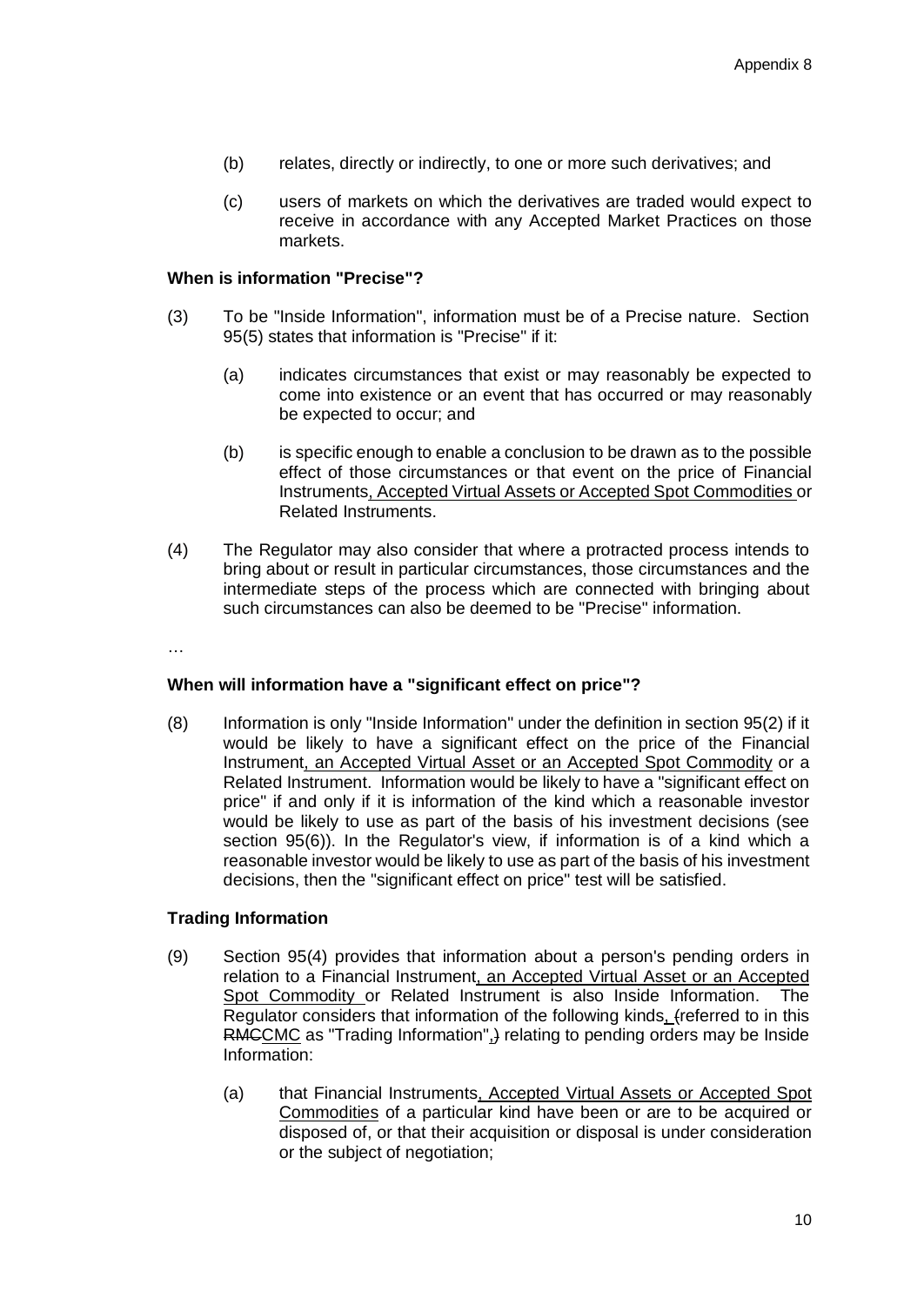(b) relates, directly or indirectly, to one or more such derivatives; and

(c) users of markets on which the derivatives are traded would expect to receive in accordance with any Accepted Market Practices on those markets.

**When is information "Precise"?**

(3) To be "Inside Information", information must be of a Precise nature. Section 95(5) states that information is "Precise" if it:

(a) indicates circumstances that exist or may reasonably be expected to come into existence or an event that has occurred or may reasonably be expected to occur; and

(b) is specific enough to enable a conclusion to be drawn as to the possible effect of those circumstances or that event on the price of Financial Instruments, Accepted Virtual Assets or Accepted Spot Commodities or Related Instruments.

(4) The Regulator may also consider that where a protracted process intends to bring about or result in particular circumstances, those circumstances and the intermediate steps of the process which are connected with bringing about such circumstances can also be deemed to be "Precise" information.

…

**When will information have a "significant effect on price"?**

(8) Information is only "Inside Information" under the definition in section 95(2) if it would be likely to have a significant effect on the price of the Financial Instrument, an Accepted Virtual Asset or an Accepted Spot Commodity or a Related Instrument. Information would be likely to have a "significant effect on price" if and only if it is information of the kind which a reasonable investor would be likely to use as part of the basis of his investment decisions (see section 95(6)). In the Regulator's view, if information is of a kind which a reasonable investor would be likely to use as part of the basis of his investment decisions, then the "significant effect on price" test will be satisfied.

**Trading Information**

(9) Section 95(4) provides that information about a person's pending orders in relation to a Financial Instrument, an Accepted Virtual Asset or an Accepted Spot Commodity or Related Instrument is also Inside Information. The Regulator considers that information of the following kinds, (referred to in this RMCCMC as "Trading Information",) relating to pending orders may be Inside Information:

(a) that Financial Instruments, Accepted Virtual Assets or Accepted Spot Commodities of a particular kind have been or are to be acquired or disposed of, or that their acquisition or disposal is under consideration or the subject of negotiation;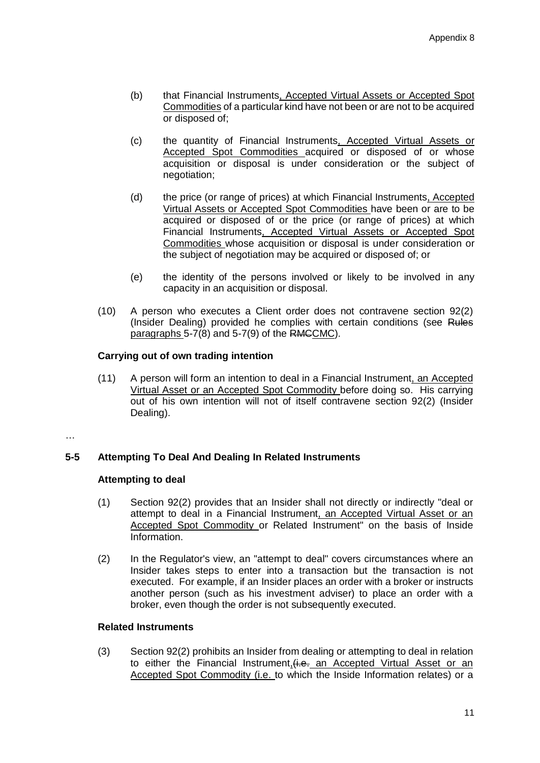(b) that Financial Instruments, Accepted Virtual Assets or Accepted Spot Commodities of a particular kind have not been or are not to be acquired or disposed of;

(c) the quantity of Financial Instruments, Accepted Virtual Assets or Accepted Spot Commodities acquired or disposed of or whose acquisition or disposal is under consideration or the subject of negotiation;

(d) the price (or range of prices) at which Financial Instruments, Accepted Virtual Assets or Accepted Spot Commodities have been or are to be acquired or disposed of or the price (or range of prices) at which Financial Instruments, Accepted Virtual Assets or Accepted Spot Commodities whose acquisition or disposal is under consideration or the subject of negotiation may be acquired or disposed of; or

(e) the identity of the persons involved or likely to be involved in any capacity in an acquisition or disposal.

(10) A person who executes a Client order does not contravene section 92(2) (Insider Dealing) provided he complies with certain conditions (see ~~Rules~~ paragraphs 5-7(8) and 5-7(9) of the ~~RMC~~CMC).

**Carrying out of own trading intention**

(11) A person will form an intention to deal in a Financial Instrument, an Accepted Virtual Asset or an Accepted Spot Commodity before doing so. His carrying out of his own intention will not of itself contravene section 92(2) (Insider Dealing).

…

## 5-5 Attempting To Deal And Dealing In Related Instruments

**Attempting to deal**

(1) Section 92(2) provides that an Insider shall not directly or indirectly "deal or attempt to deal in a Financial Instrument, an Accepted Virtual Asset or an Accepted Spot Commodity or Related Instrument" on the basis of Inside Information.

(2) In the Regulator's view, an "attempt to deal" covers circumstances where an Insider takes steps to enter into a transaction but the transaction is not executed. For example, if an Insider places an order with a broker or instructs another person (such as his investment adviser) to place an order with a broker, even though the order is not subsequently executed.

**Related Instruments**

(3) Section 92(2) prohibits an Insider from dealing or attempting to deal in relation to either the Financial Instrument, ~~(i.e.~~ an Accepted Virtual Asset or an Accepted Spot Commodity (i.e. to which the Inside Information relates) or a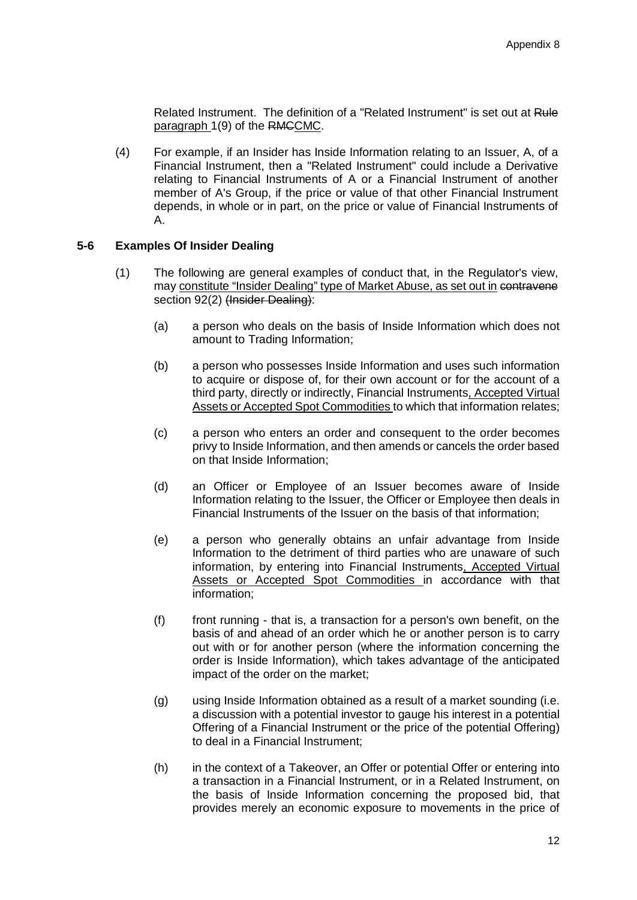Related Instrument. The definition of a "Related Instrument" is set out at ~~Rule~~ <u>paragraph</u> 1(9) of the ~~RMC~~<u>CMC</u>.

(4) For example, if an Insider has Inside Information relating to an Issuer, A, of a Financial Instrument, then a "Related Instrument" could include a Derivative relating to Financial Instruments of A or a Financial Instrument of another member of A's Group, if the price or value of that other Financial Instrument depends, in whole or in part, on the price or value of Financial Instruments of A.

**5-6 Examples Of Insider Dealing**

(1) The following are general examples of conduct that, in the Regulator's view, may <u>constitute "Insider Dealing" type of Market Abuse, as set out in</u> ~~contravene~~ section 92(2) ~~(Insider Dealing)~~:

(a) a person who deals on the basis of Inside Information which does not amount to Trading Information;

(b) a person who possesses Inside Information and uses such information to acquire or dispose of, for their own account or for the account of a third party, directly or indirectly, Financial Instruments<u>, Accepted Virtual Assets or Accepted Spot Commodities</u> to which that information relates;

(c) a person who enters an order and consequent to the order becomes privy to Inside Information, and then amends or cancels the order based on that Inside Information;

(d) an Officer or Employee of an Issuer becomes aware of Inside Information relating to the Issuer, the Officer or Employee then deals in Financial Instruments of the Issuer on the basis of that information;

(e) a person who generally obtains an unfair advantage from Inside Information to the detriment of third parties who are unaware of such information, by entering into Financial Instruments<u>, Accepted Virtual Assets or Accepted Spot Commodities</u> in accordance with that information;

(f) front running - that is, a transaction for a person's own benefit, on the basis of and ahead of an order which he or another person is to carry out with or for another person (where the information concerning the order is Inside Information), which takes advantage of the anticipated impact of the order on the market;

(g) using Inside Information obtained as a result of a market sounding (i.e. a discussion with a potential investor to gauge his interest in a potential Offering of a Financial Instrument or the price of the potential Offering) to deal in a Financial Instrument;

(h) in the context of a Takeover, an Offer or potential Offer or entering into a transaction in a Financial Instrument, or in a Related Instrument, on the basis of Inside Information concerning the proposed bid, that provides merely an economic exposure to movements in the price of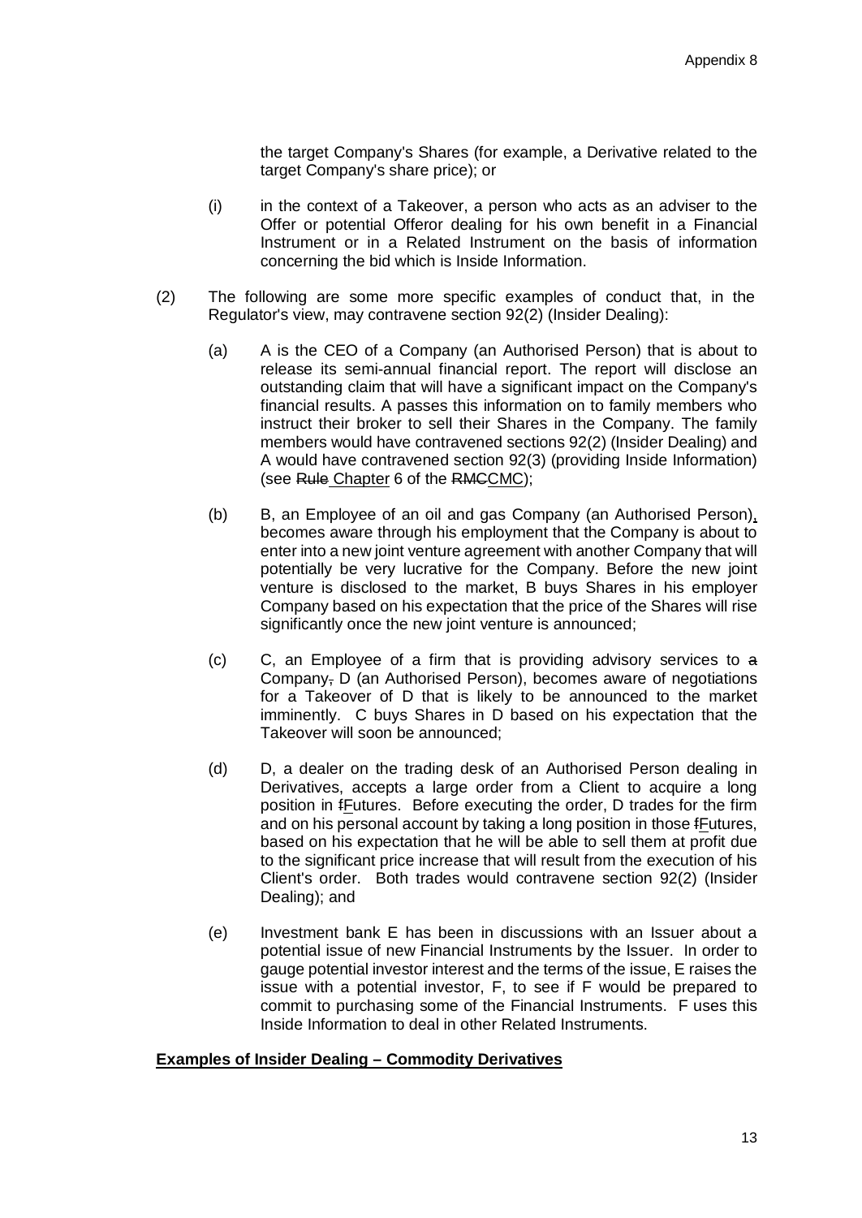the target Company's Shares (for example, a Derivative related to the target Company's share price); or

(i) in the context of a Takeover, a person who acts as an adviser to the Offer or potential Offeror dealing for his own benefit in a Financial Instrument or in a Related Instrument on the basis of information concerning the bid which is Inside Information.

(2) The following are some more specific examples of conduct that, in the Regulator's view, may contravene section 92(2) (Insider Dealing):

(a) A is the CEO of a Company (an Authorised Person) that is about to release its semi-annual financial report. The report will disclose an outstanding claim that will have a significant impact on the Company's financial results. A passes this information on to family members who instruct their broker to sell their Shares in the Company. The family members would have contravened sections 92(2) (Insider Dealing) and A would have contravened section 92(3) (providing Inside Information) (see ~~Rule~~ Chapter 6 of the ~~RMC~~CMC);

(b) B, an Employee of an oil and gas Company (an Authorised Person), becomes aware through his employment that the Company is about to enter into a new joint venture agreement with another Company that will potentially be very lucrative for the Company. Before the new joint venture is disclosed to the market, B buys Shares in his employer Company based on his expectation that the price of the Shares will rise significantly once the new joint venture is announced;

(c) C, an Employee of a firm that is providing advisory services to ~~a~~ Company~~,~~ D (an Authorised Person), becomes aware of negotiations for a Takeover of D that is likely to be announced to the market imminently. C buys Shares in D based on his expectation that the Takeover will soon be announced;

(d) D, a dealer on the trading desk of an Authorised Person dealing in Derivatives, accepts a large order from a Client to acquire a long position in ~~f~~Futures. Before executing the order, D trades for the firm and on his personal account by taking a long position in those ~~f~~Futures, based on his expectation that he will be able to sell them at profit due to the significant price increase that will result from the execution of his Client's order. Both trades would contravene section 92(2) (Insider Dealing); and

(e) Investment bank E has been in discussions with an Issuer about a potential issue of new Financial Instruments by the Issuer. In order to gauge potential investor interest and the terms of the issue, E raises the issue with a potential investor, F, to see if F would be prepared to commit to purchasing some of the Financial Instruments. F uses this Inside Information to deal in other Related Instruments.

**Examples of Insider Dealing – Commodity Derivatives**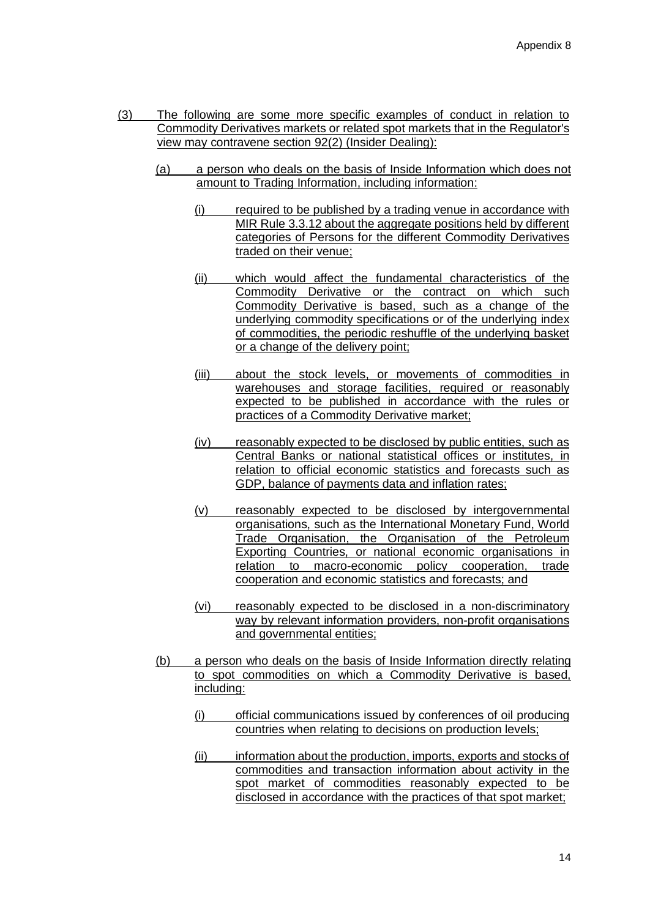(3) The following are some more specific examples of conduct in relation to Commodity Derivatives markets or related spot markets that in the Regulator's view may contravene section 92(2) (Insider Dealing):

   (a) a person who deals on the basis of Inside Information which does not amount to Trading Information, including information:

      (i) required to be published by a trading venue in accordance with MIR Rule 3.3.12 about the aggregate positions held by different categories of Persons for the different Commodity Derivatives traded on their venue;

      (ii) which would affect the fundamental characteristics of the Commodity Derivative or the contract on which such Commodity Derivative is based, such as a change of the underlying commodity specifications or of the underlying index of commodities, the periodic reshuffle of the underlying basket or a change of the delivery point;

      (iii) about the stock levels, or movements of commodities in warehouses and storage facilities, required or reasonably expected to be published in accordance with the rules or practices of a Commodity Derivative market;

      (iv) reasonably expected to be disclosed by public entities, such as Central Banks or national statistical offices or institutes, in relation to official economic statistics and forecasts such as GDP, balance of payments data and inflation rates;

      (v) reasonably expected to be disclosed by intergovernmental organisations, such as the International Monetary Fund, World Trade Organisation, the Organisation of the Petroleum Exporting Countries, or national economic organisations in relation to macro-economic policy cooperation, trade cooperation and economic statistics and forecasts; and

      (vi) reasonably expected to be disclosed in a non-discriminatory way by relevant information providers, non-profit organisations and governmental entities;

   (b) a person who deals on the basis of Inside Information directly relating to spot commodities on which a Commodity Derivative is based, including:

      (i) official communications issued by conferences of oil producing countries when relating to decisions on production levels;

      (ii) information about the production, imports, exports and stocks of commodities and transaction information about activity in the spot market of commodities reasonably expected to be disclosed in accordance with the practices of that spot market;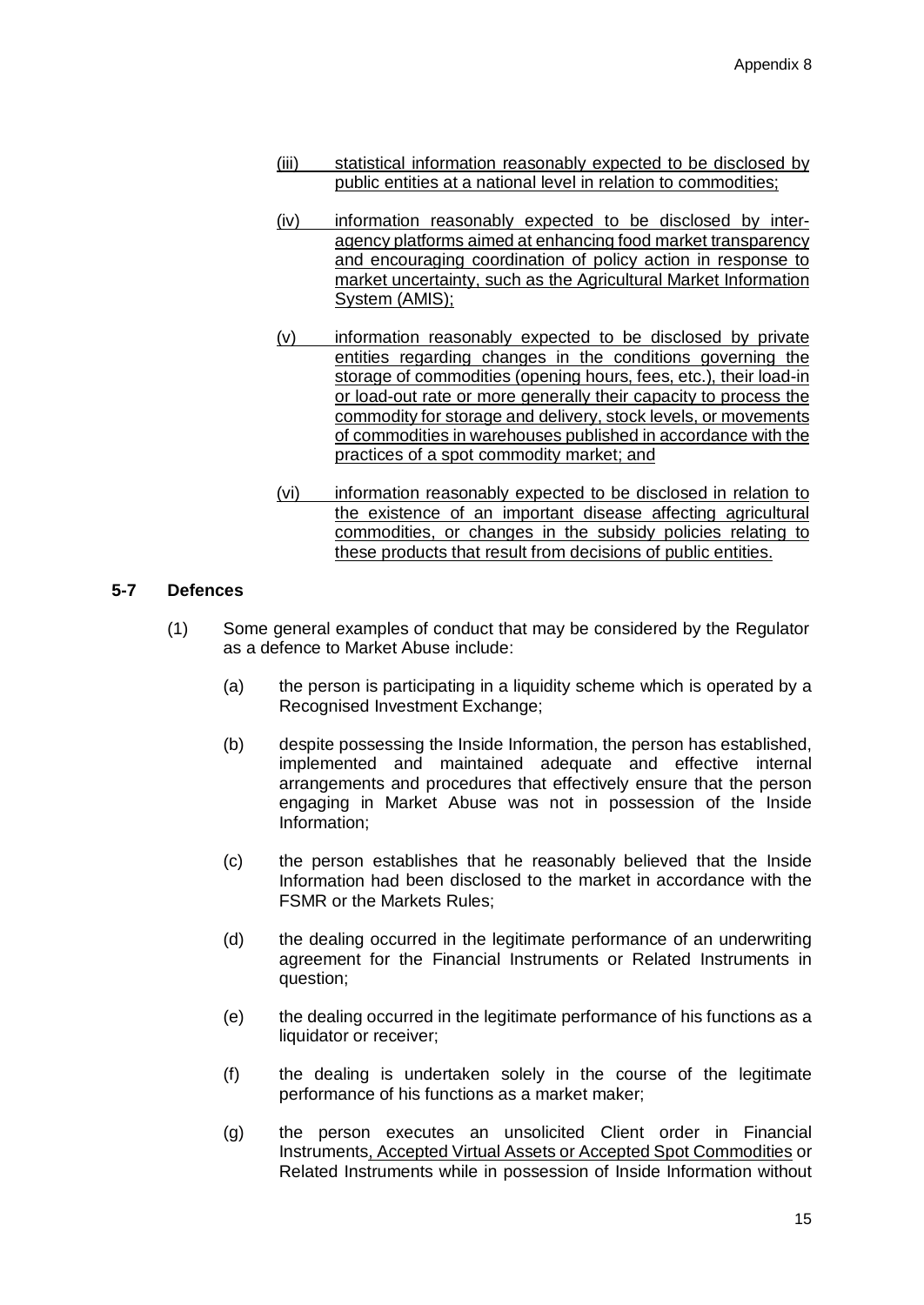(iii) statistical information reasonably expected to be disclosed by public entities at a national level in relation to commodities;

(iv) information reasonably expected to be disclosed by inter-agency platforms aimed at enhancing food market transparency and encouraging coordination of policy action in response to market uncertainty, such as the Agricultural Market Information System (AMIS);

(v) information reasonably expected to be disclosed by private entities regarding changes in the conditions governing the storage of commodities (opening hours, fees, etc.), their load-in or load-out rate or more generally their capacity to process the commodity for storage and delivery, stock levels, or movements of commodities in warehouses published in accordance with the practices of a spot commodity market; and

(vi) information reasonably expected to be disclosed in relation to the existence of an important disease affecting agricultural commodities, or changes in the subsidy policies relating to these products that result from decisions of public entities.

### 5-7 Defences

(1) Some general examples of conduct that may be considered by the Regulator as a defence to Market Abuse include:

(a) the person is participating in a liquidity scheme which is operated by a Recognised Investment Exchange;

(b) despite possessing the Inside Information, the person has established, implemented and maintained adequate and effective internal arrangements and procedures that effectively ensure that the person engaging in Market Abuse was not in possession of the Inside Information;

(c) the person establishes that he reasonably believed that the Inside Information had been disclosed to the market in accordance with the FSMR or the Markets Rules;

(d) the dealing occurred in the legitimate performance of an underwriting agreement for the Financial Instruments or Related Instruments in question;

(e) the dealing occurred in the legitimate performance of his functions as a liquidator or receiver;

(f) the dealing is undertaken solely in the course of the legitimate performance of his functions as a market maker;

(g) the person executes an unsolicited Client order in Financial Instruments, Accepted Virtual Assets or Accepted Spot Commodities or Related Instruments while in possession of Inside Information without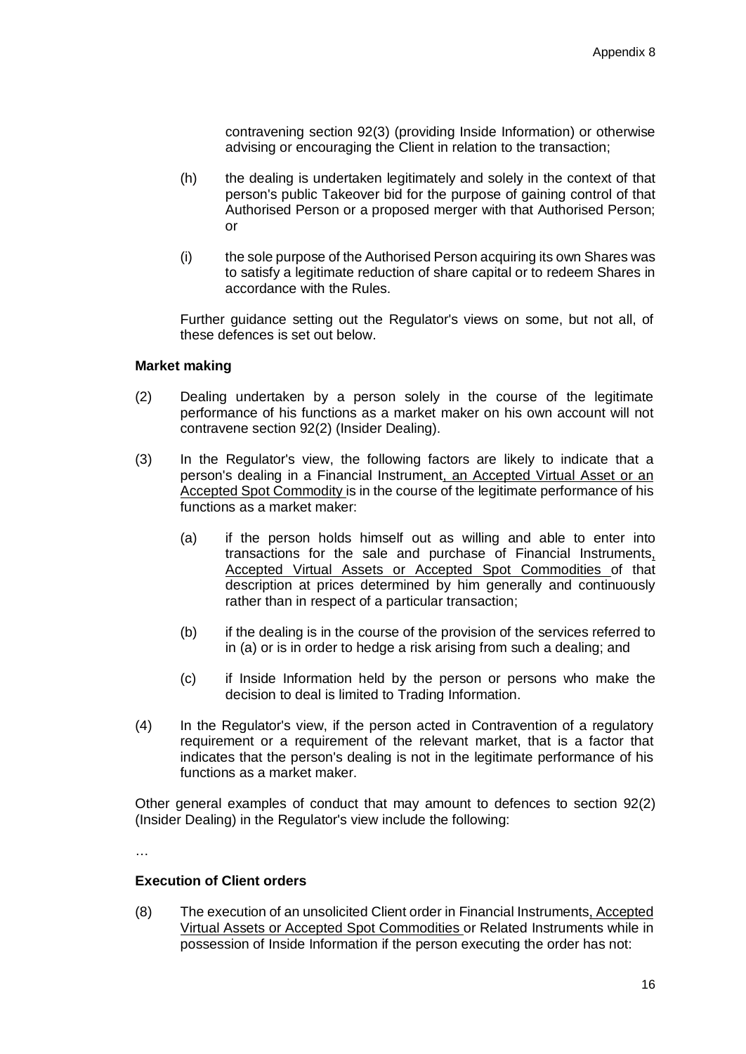contravening section 92(3) (providing Inside Information) or otherwise advising or encouraging the Client in relation to the transaction;

(h) the dealing is undertaken legitimately and solely in the context of that person's public Takeover bid for the purpose of gaining control of that Authorised Person or a proposed merger with that Authorised Person; or

(i) the sole purpose of the Authorised Person acquiring its own Shares was to satisfy a legitimate reduction of share capital or to redeem Shares in accordance with the Rules.

Further guidance setting out the Regulator's views on some, but not all, of these defences is set out below.

**Market making**

(2) Dealing undertaken by a person solely in the course of the legitimate performance of his functions as a market maker on his own account will not contravene section 92(2) (Insider Dealing).

(3) In the Regulator's view, the following factors are likely to indicate that a person's dealing in a Financial Instrument, an Accepted Virtual Asset or an Accepted Spot Commodity is in the course of the legitimate performance of his functions as a market maker:

(a) if the person holds himself out as willing and able to enter into transactions for the sale and purchase of Financial Instruments, Accepted Virtual Assets or Accepted Spot Commodities of that description at prices determined by him generally and continuously rather than in respect of a particular transaction;

(b) if the dealing is in the course of the provision of the services referred to in (a) or is in order to hedge a risk arising from such a dealing; and

(c) if Inside Information held by the person or persons who make the decision to deal is limited to Trading Information.

(4) In the Regulator's view, if the person acted in Contravention of a regulatory requirement or a requirement of the relevant market, that is a factor that indicates that the person's dealing is not in the legitimate performance of his functions as a market maker.

Other general examples of conduct that may amount to defences to section 92(2) (Insider Dealing) in the Regulator's view include the following:

…

**Execution of Client orders**

(8) The execution of an unsolicited Client order in Financial Instruments, Accepted Virtual Assets or Accepted Spot Commodities or Related Instruments while in possession of Inside Information if the person executing the order has not: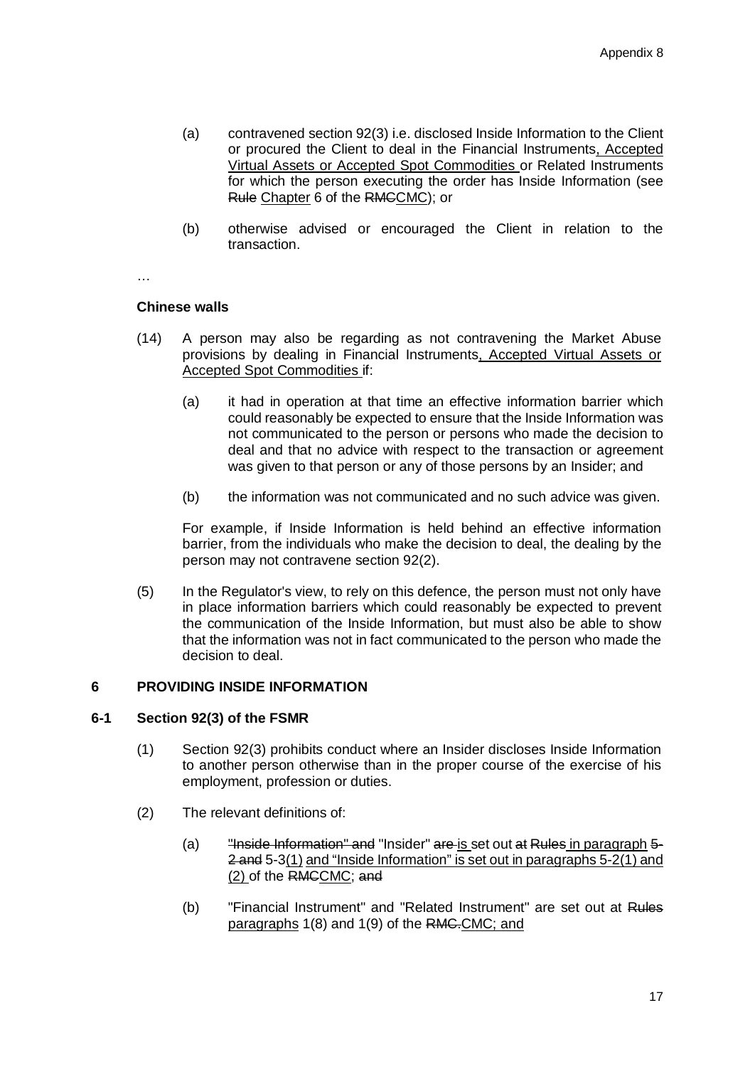(a) contravened section 92(3) i.e. disclosed Inside Information to the Client or procured the Client to deal in the Financial Instruments, Accepted Virtual Assets or Accepted Spot Commodities or Related Instruments for which the person executing the order has Inside Information (see ~~Rule~~ Chapter 6 of the ~~RMC~~CMC); or

(b) otherwise advised or encouraged the Client in relation to the transaction.

…

**Chinese walls**

(14) A person may also be regarding as not contravening the Market Abuse provisions by dealing in Financial Instruments, Accepted Virtual Assets or Accepted Spot Commodities if:

(a) it had in operation at that time an effective information barrier which could reasonably be expected to ensure that the Inside Information was not communicated to the person or persons who made the decision to deal and that no advice with respect to the transaction or agreement was given to that person or any of those persons by an Insider; and

(b) the information was not communicated and no such advice was given.

For example, if Inside Information is held behind an effective information barrier, from the individuals who make the decision to deal, the dealing by the person may not contravene section 92(2).

(5) In the Regulator's view, to rely on this defence, the person must not only have in place information barriers which could reasonably be expected to prevent the communication of the Inside Information, but must also be able to show that the information was not in fact communicated to the person who made the decision to deal.

## 6 PROVIDING INSIDE INFORMATION

### 6-1 Section 92(3) of the FSMR

(1) Section 92(3) prohibits conduct where an Insider discloses Inside Information to another person otherwise than in the proper course of the exercise of his employment, profession or duties.

(2) The relevant definitions of:

(a) ~~"Inside Information" and~~ "Insider" ~~are~~ is set out ~~at Rules~~ in paragraph ~~5-2 and~~ 5-3(1) and "Inside Information" is set out in paragraphs 5-2(1) and (2) of the ~~RMC~~CMC; ~~and~~

(b) "Financial Instrument" and "Related Instrument" are set out at ~~Rules~~ paragraphs 1(8) and 1(9) of the ~~RMC.~~CMC; and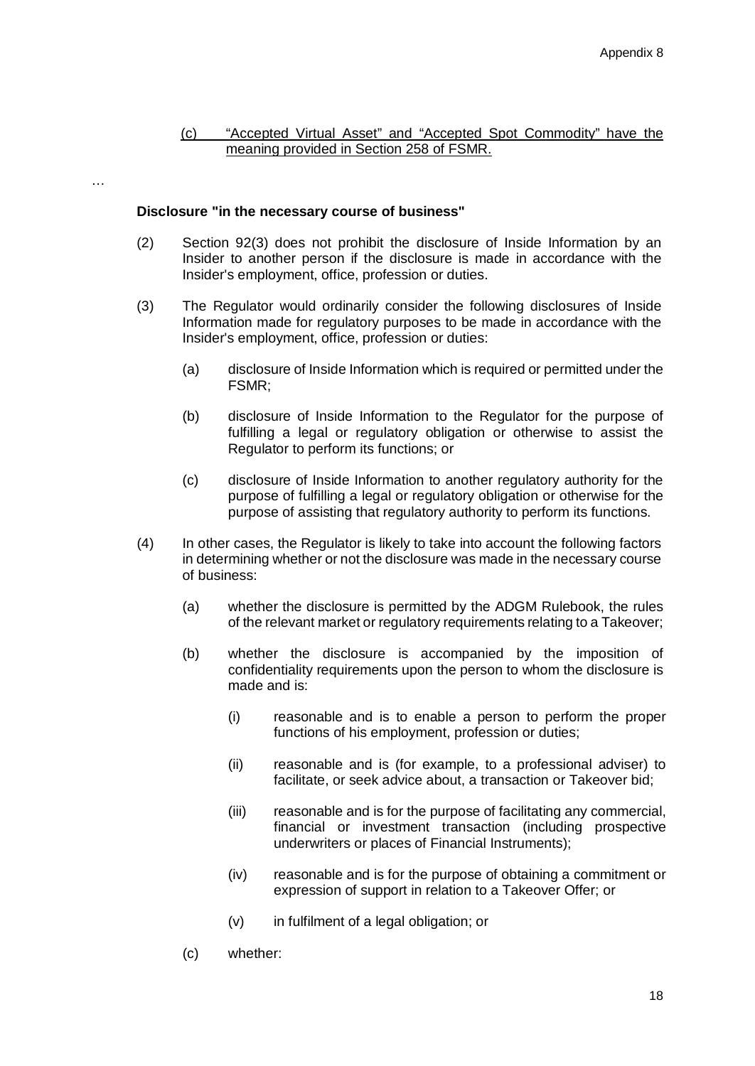(c) <u>"Accepted Virtual Asset" and "Accepted Spot Commodity" have the meaning provided in Section 258 of FSMR.</u>

…

**Disclosure "in the necessary course of business"**

(2) Section 92(3) does not prohibit the disclosure of Inside Information by an Insider to another person if the disclosure is made in accordance with the Insider's employment, office, profession or duties.

(3) The Regulator would ordinarily consider the following disclosures of Inside Information made for regulatory purposes to be made in accordance with the Insider's employment, office, profession or duties:

(a) disclosure of Inside Information which is required or permitted under the FSMR;

(b) disclosure of Inside Information to the Regulator for the purpose of fulfilling a legal or regulatory obligation or otherwise to assist the Regulator to perform its functions; or

(c) disclosure of Inside Information to another regulatory authority for the purpose of fulfilling a legal or regulatory obligation or otherwise for the purpose of assisting that regulatory authority to perform its functions.

(4) In other cases, the Regulator is likely to take into account the following factors in determining whether or not the disclosure was made in the necessary course of business:

(a) whether the disclosure is permitted by the ADGM Rulebook, the rules of the relevant market or regulatory requirements relating to a Takeover;

(b) whether the disclosure is accompanied by the imposition of confidentiality requirements upon the person to whom the disclosure is made and is:

(i) reasonable and is to enable a person to perform the proper functions of his employment, profession or duties;

(ii) reasonable and is (for example, to a professional adviser) to facilitate, or seek advice about, a transaction or Takeover bid;

(iii) reasonable and is for the purpose of facilitating any commercial, financial or investment transaction (including prospective underwriters or places of Financial Instruments);

(iv) reasonable and is for the purpose of obtaining a commitment or expression of support in relation to a Takeover Offer; or

(v) in fulfilment of a legal obligation; or

(c) whether: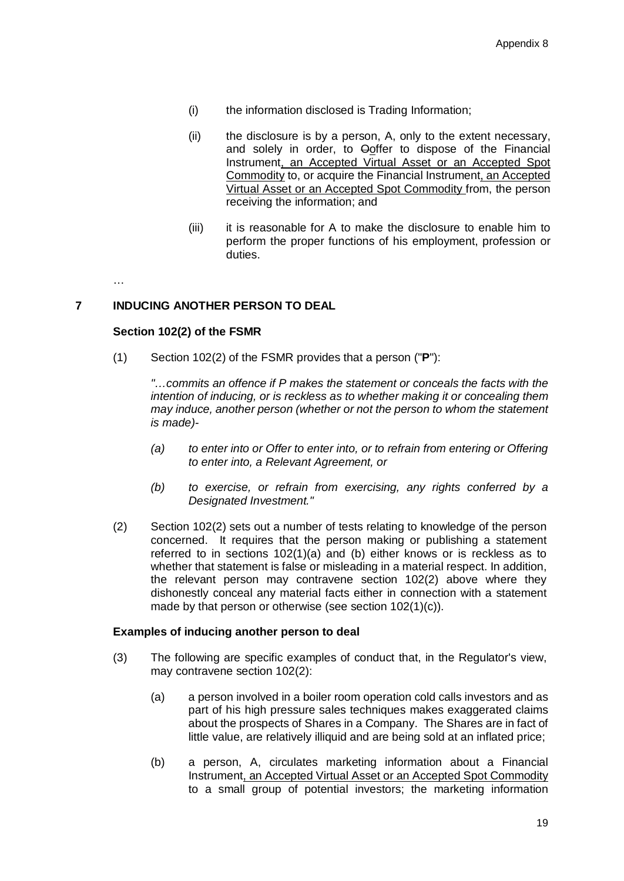(i) the information disclosed is Trading Information;

(ii) the disclosure is by a person, A, only to the extent necessary, and solely in order, to Ooffer to dispose of the Financial Instrument, an Accepted Virtual Asset or an Accepted Spot Commodity to, or acquire the Financial Instrument, an Accepted Virtual Asset or an Accepted Spot Commodity from, the person receiving the information; and

(iii) it is reasonable for A to make the disclosure to enable him to perform the proper functions of his employment, profession or duties.

…

## 7 INDUCING ANOTHER PERSON TO DEAL

### Section 102(2) of the FSMR

(1) Section 102(2) of the FSMR provides that a person ("**P**"):

*"…commits an offence if P makes the statement or conceals the facts with the intention of inducing, or is reckless as to whether making it or concealing them may induce, another person (whether or not the person to whom the statement is made)-*

*(a) to enter into or Offer to enter into, or to refrain from entering or Offering to enter into, a Relevant Agreement, or*

*(b) to exercise, or refrain from exercising, any rights conferred by a Designated Investment."*

(2) Section 102(2) sets out a number of tests relating to knowledge of the person concerned. It requires that the person making or publishing a statement referred to in sections 102(1)(a) and (b) either knows or is reckless as to whether that statement is false or misleading in a material respect. In addition, the relevant person may contravene section 102(2) above where they dishonestly conceal any material facts either in connection with a statement made by that person or otherwise (see section 102(1)(c)).

### Examples of inducing another person to deal

(3) The following are specific examples of conduct that, in the Regulator's view, may contravene section 102(2):

(a) a person involved in a boiler room operation cold calls investors and as part of his high pressure sales techniques makes exaggerated claims about the prospects of Shares in a Company. The Shares are in fact of little value, are relatively illiquid and are being sold at an inflated price;

(b) a person, A, circulates marketing information about a Financial Instrument, an Accepted Virtual Asset or an Accepted Spot Commodity to a small group of potential investors; the marketing information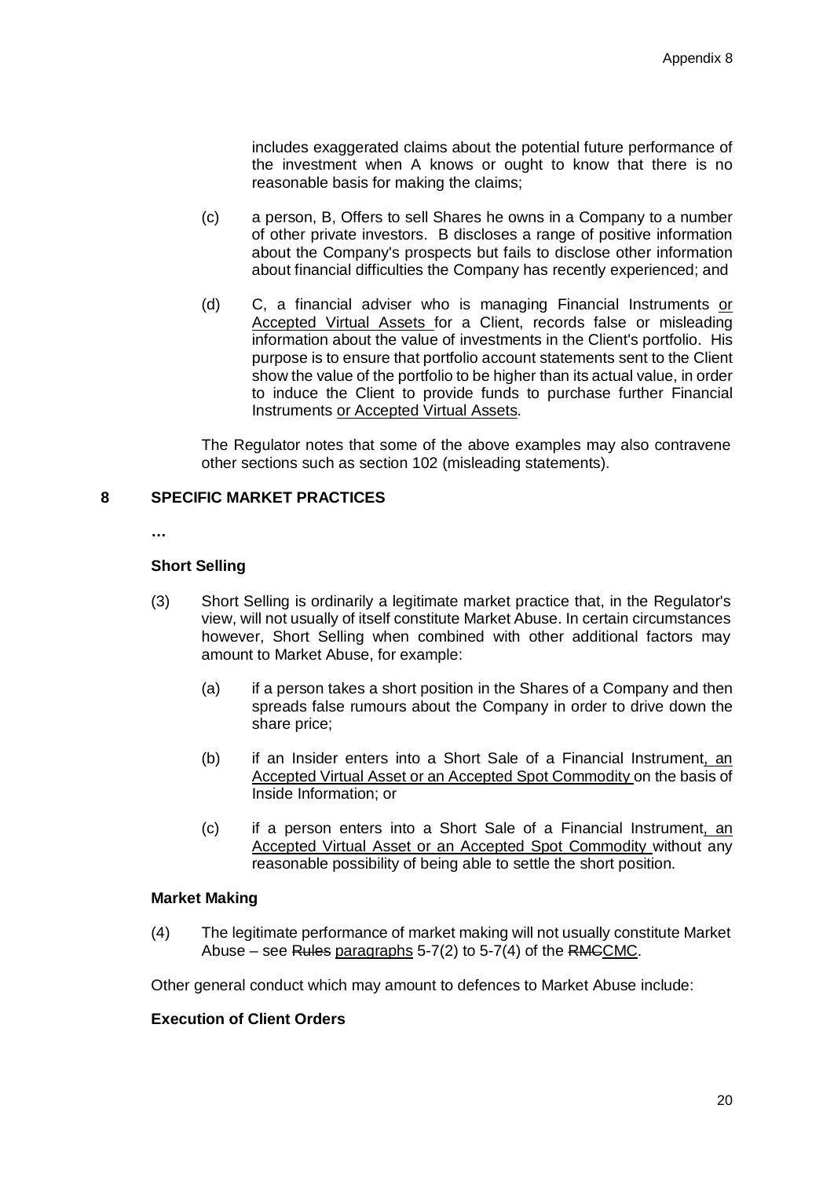includes exaggerated claims about the potential future performance of the investment when A knows or ought to know that there is no reasonable basis for making the claims;

(c) a person, B, Offers to sell Shares he owns in a Company to a number of other private investors. B discloses a range of positive information about the Company's prospects but fails to disclose other information about financial difficulties the Company has recently experienced; and

(d) C, a financial adviser who is managing Financial Instruments or Accepted Virtual Assets for a Client, records false or misleading information about the value of investments in the Client's portfolio. His purpose is to ensure that portfolio account statements sent to the Client show the value of the portfolio to be higher than its actual value, in order to induce the Client to provide funds to purchase further Financial Instruments or Accepted Virtual Assets.

The Regulator notes that some of the above examples may also contravene other sections such as section 102 (misleading statements).

## 8 SPECIFIC MARKET PRACTICES

…

**Short Selling**

(3) Short Selling is ordinarily a legitimate market practice that, in the Regulator's view, will not usually of itself constitute Market Abuse. In certain circumstances however, Short Selling when combined with other additional factors may amount to Market Abuse, for example:

(a) if a person takes a short position in the Shares of a Company and then spreads false rumours about the Company in order to drive down the share price;

(b) if an Insider enters into a Short Sale of a Financial Instrument, an Accepted Virtual Asset or an Accepted Spot Commodity on the basis of Inside Information; or

(c) if a person enters into a Short Sale of a Financial Instrument, an Accepted Virtual Asset or an Accepted Spot Commodity without any reasonable possibility of being able to settle the short position.

**Market Making**

(4) The legitimate performance of market making will not usually constitute Market Abuse – see ~~Rules~~ paragraphs 5-7(2) to 5-7(4) of the ~~RMC~~CMC.

Other general conduct which may amount to defences to Market Abuse include:

**Execution of Client Orders**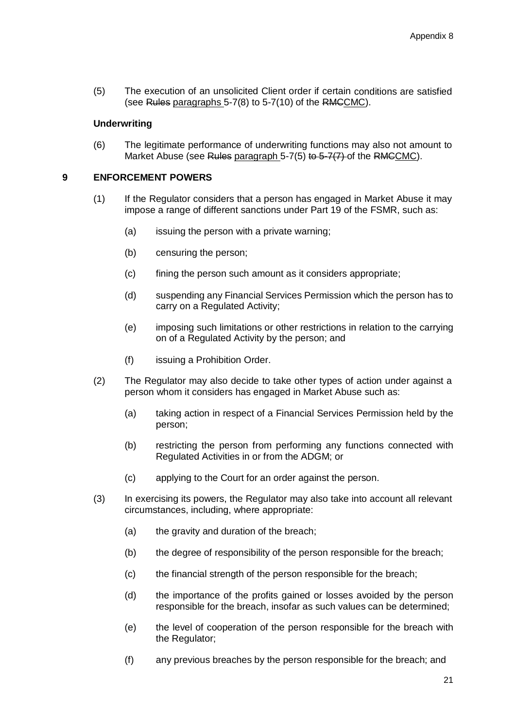(5) The execution of an unsolicited Client order if certain conditions are satisfied (see ~~Rules~~ paragraphs 5-7(8) to 5-7(10) of the ~~RMC~~CMC).

**Underwriting**

(6) The legitimate performance of underwriting functions may also not amount to Market Abuse (see ~~Rules~~ paragraph 5-7(5) ~~to 5-7(7)~~ of the ~~RMC~~CMC).

## 9 ENFORCEMENT POWERS

(1) If the Regulator considers that a person has engaged in Market Abuse it may impose a range of different sanctions under Part 19 of the FSMR, such as:

  (a) issuing the person with a private warning;

  (b) censuring the person;

  (c) fining the person such amount as it considers appropriate;

  (d) suspending any Financial Services Permission which the person has to carry on a Regulated Activity;

  (e) imposing such limitations or other restrictions in relation to the carrying on of a Regulated Activity by the person; and

  (f) issuing a Prohibition Order.

(2) The Regulator may also decide to take other types of action under against a person whom it considers has engaged in Market Abuse such as:

  (a) taking action in respect of a Financial Services Permission held by the person;

  (b) restricting the person from performing any functions connected with Regulated Activities in or from the ADGM; or

  (c) applying to the Court for an order against the person.

(3) In exercising its powers, the Regulator may also take into account all relevant circumstances, including, where appropriate:

  (a) the gravity and duration of the breach;

  (b) the degree of responsibility of the person responsible for the breach;

  (c) the financial strength of the person responsible for the breach;

  (d) the importance of the profits gained or losses avoided by the person responsible for the breach, insofar as such values can be determined;

  (e) the level of cooperation of the person responsible for the breach with the Regulator;

  (f) any previous breaches by the person responsible for the breach; and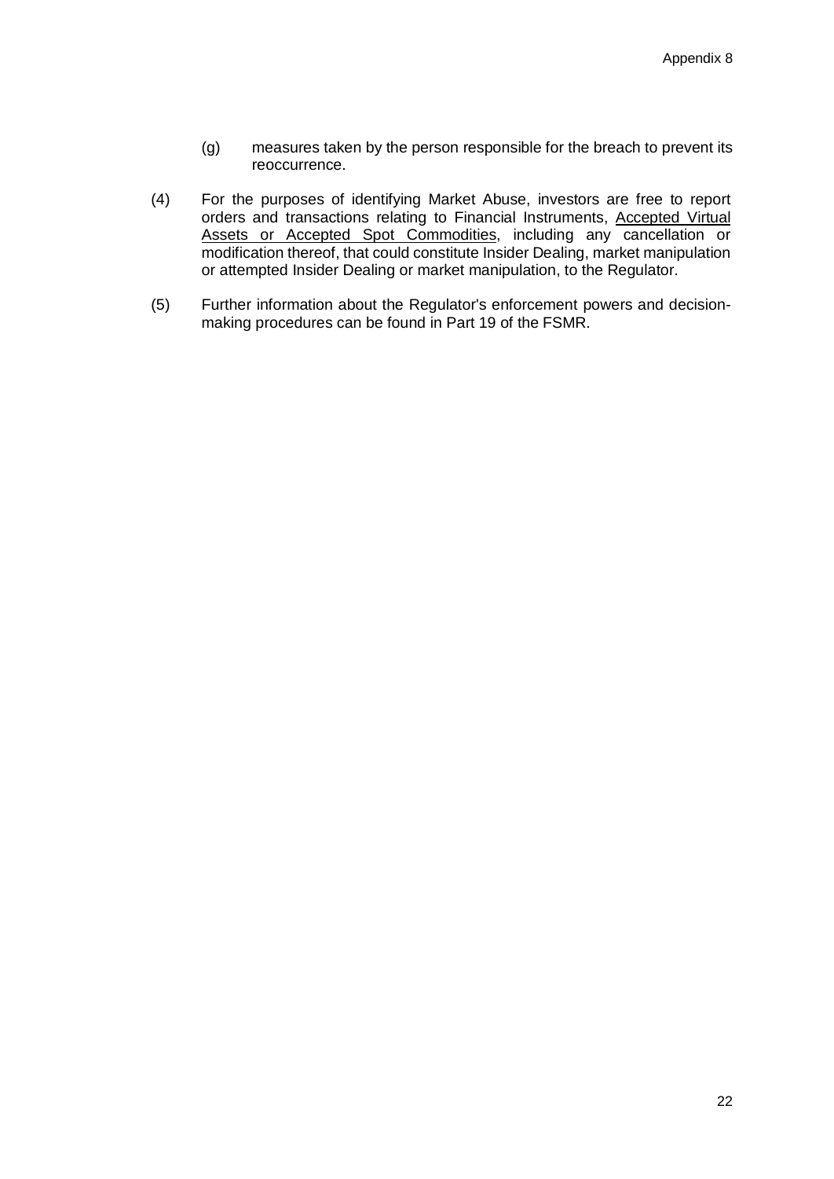(g) measures taken by the person responsible for the breach to prevent its reoccurrence.

(4) For the purposes of identifying Market Abuse, investors are free to report orders and transactions relating to Financial Instruments, <u>Accepted Virtual Assets or Accepted Spot Commodities</u>, including any cancellation or modification thereof, that could constitute Insider Dealing, market manipulation or attempted Insider Dealing or market manipulation, to the Regulator.

(5) Further information about the Regulator's enforcement powers and decision-making procedures can be found in Part 19 of the FSMR.